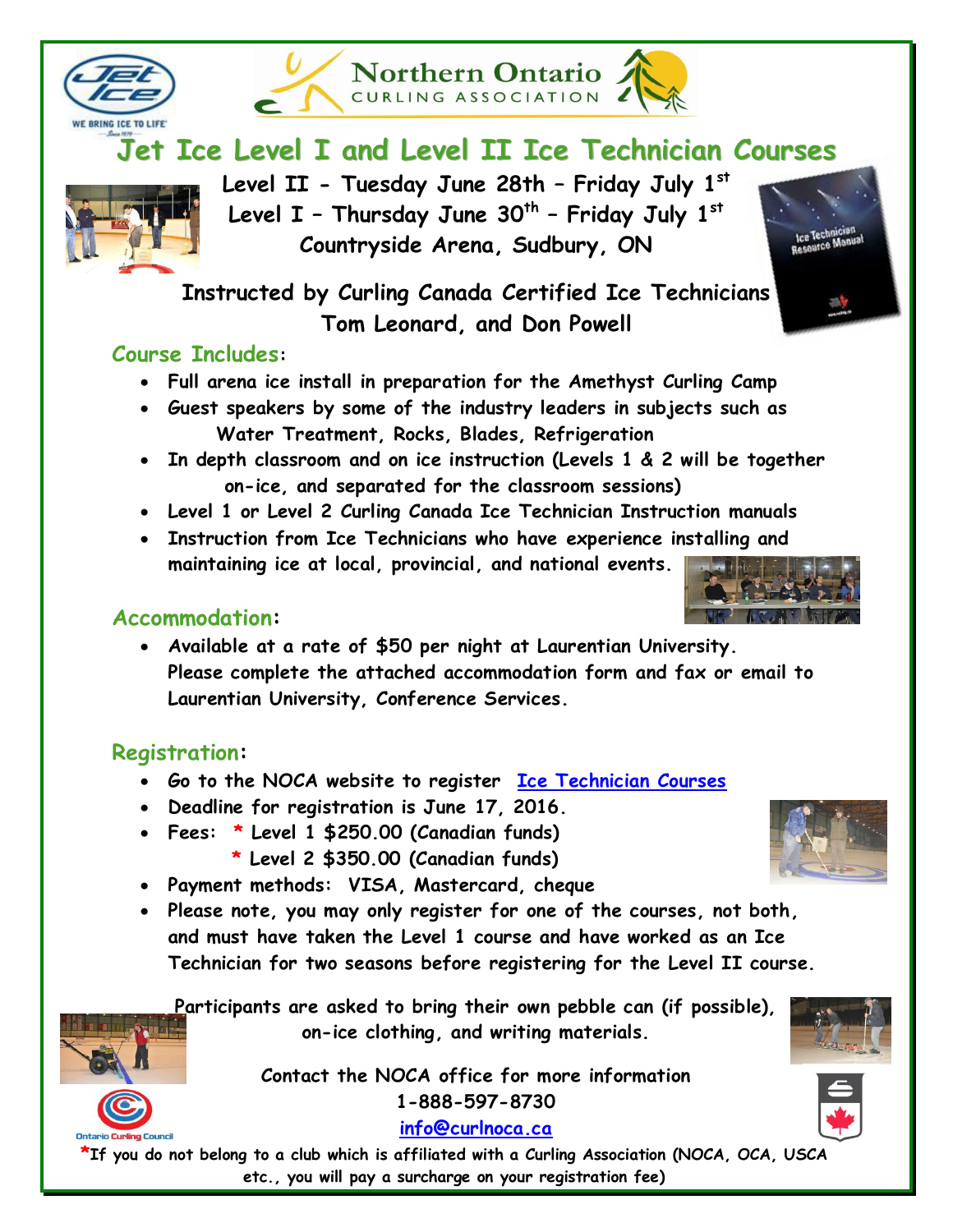# Jet Ice Level I and Level II Ice Technician Courses

**Level II - Tuesday June 28th – Friday July 1st**
**Level I – Thursday June 30th – Friday July 1st**
**Countryside Arena, Sudbury, ON**

**Instructed by Curling Canada Certified Ice Technicians Tom Leonard, and Don Powell**

## Course Includes:

- Full arena ice install in preparation for the Amethyst Curling Camp
- Guest speakers by some of the industry leaders in subjects such as Water Treatment, Rocks, Blades, Refrigeration
- In depth classroom and on ice instruction (Levels 1 & 2 will be together on-ice, and separated for the classroom sessions)
- Level 1 or Level 2 Curling Canada Ice Technician Instruction manuals
- Instruction from Ice Technicians who have experience installing and maintaining ice at local, provincial, and national events.

## Accommodation:

- Available at a rate of $50 per night at Laurentian University. Please complete the attached accommodation form and fax or email to Laurentian University, Conference Services.

## Registration:

- Go to the NOCA website to register [Ice Technician Courses]
- Deadline for registration is June 17, 2016.
- Fees: * Level 1 $250.00 (Canadian funds)
  * Level 2 $350.00 (Canadian funds)
- Payment methods: VISA, Mastercard, cheque
- Please note, you may only register for one of the courses, not both, and must have taken the Level 1 course and have worked as an Ice Technician for two seasons before registering for the Level II course.

**Participants are asked to bring their own pebble can (if possible), on-ice clothing, and writing materials.**

**Contact the NOCA office for more information**
**1-888-597-8730**
**info@curlnoca.ca**

*If you do not belong to a club which is affiliated with a Curling Association (NOCA, OCA, USCA etc., you will pay a surcharge on your registration fee)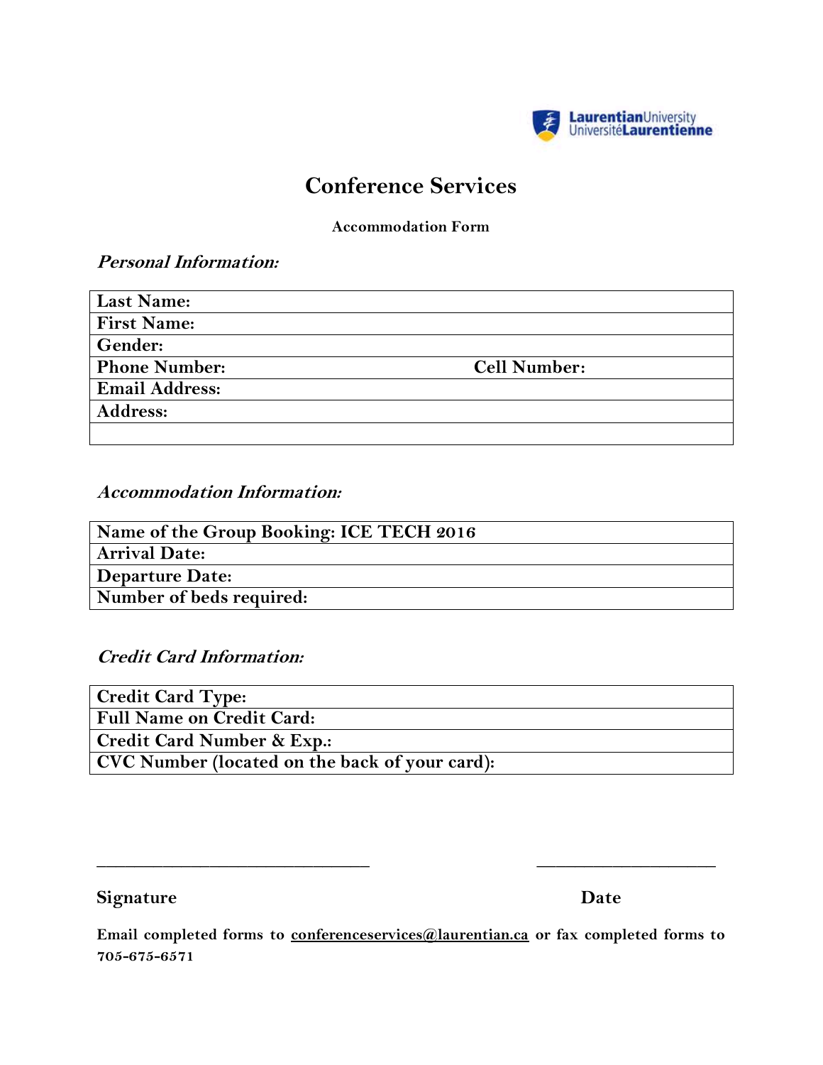LaurentianUniversity
UniversitéLaurentienne

# Conference Services

### Accommodation Form

***Personal Information:***

| | |
|---|---|
| **Last Name:** | |
| **First Name:** | |
| **Gender:** | |
| **Phone Number:** | **Cell Number:** |
| **Email Address:** | |
| **Address:** | |
| | |

***Accommodation Information:***

| |
|---|
| **Name of the Group Booking: ICE TECH 2016** |
| **Arrival Date:** |
| **Departure Date:** |
| **Number of beds required:** |

***Credit Card Information:***

| |
|---|
| **Credit Card Type:** |
| **Full Name on Credit Card:** |
| **Credit Card Number & Exp.:** |
| **CVC Number (located on the back of your card):** |

________________________________ ________________________

**Signature** **Date**

**Email completed forms to conferenceservices@laurentian.ca or fax completed forms to 705-675-6571**